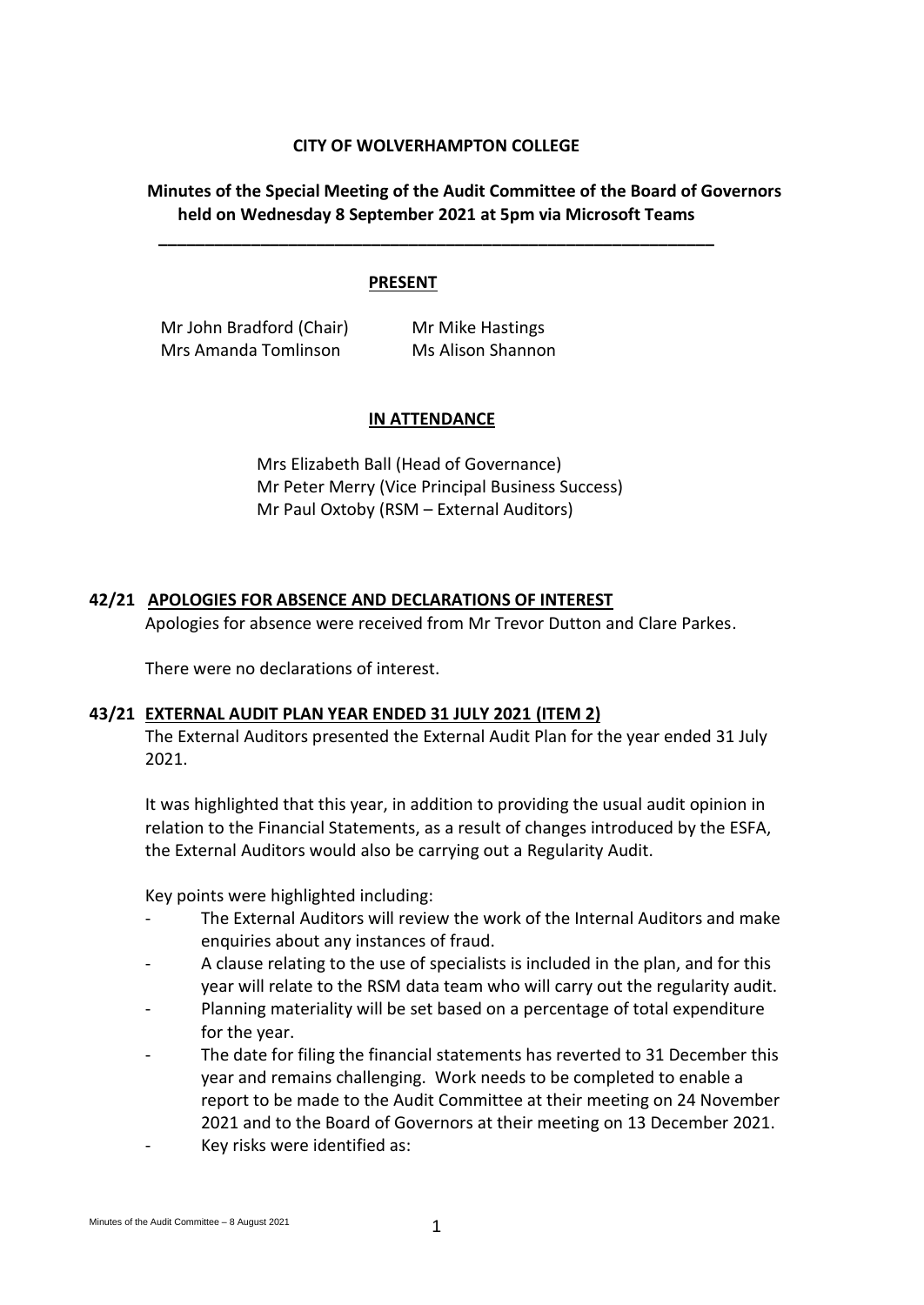**CITY OF WOLVERHAMPTON COLLEGE**

**Minutes of the Special Meeting of the Audit Committee of the Board of Governors held on Wednesday 8 September 2021 at 5pm via Microsoft Teams**

---

**PRESENT**

Mr John Bradford (Chair)
Mrs Amanda Tomlinson
Mr Mike Hastings
Ms Alison Shannon

**IN ATTENDANCE**

Mrs Elizabeth Ball (Head of Governance)
Mr Peter Merry (Vice Principal Business Success)
Mr Paul Oxtoby (RSM – External Auditors)

**42/21 APOLOGIES FOR ABSENCE AND DECLARATIONS OF INTEREST**

Apologies for absence were received from Mr Trevor Dutton and Clare Parkes.

There were no declarations of interest.

**43/21 EXTERNAL AUDIT PLAN YEAR ENDED 31 JULY 2021 (ITEM 2)**

The External Auditors presented the External Audit Plan for the year ended 31 July 2021.

It was highlighted that this year, in addition to providing the usual audit opinion in relation to the Financial Statements, as a result of changes introduced by the ESFA, the External Auditors would also be carrying out a Regularity Audit.

Key points were highlighted including:

- The External Auditors will review the work of the Internal Auditors and make enquiries about any instances of fraud.
- A clause relating to the use of specialists is included in the plan, and for this year will relate to the RSM data team who will carry out the regularity audit.
- Planning materiality will be set based on a percentage of total expenditure for the year.
- The date for filing the financial statements has reverted to 31 December this year and remains challenging. Work needs to be completed to enable a report to be made to the Audit Committee at their meeting on 24 November 2021 and to the Board of Governors at their meeting on 13 December 2021.
- Key risks were identified as: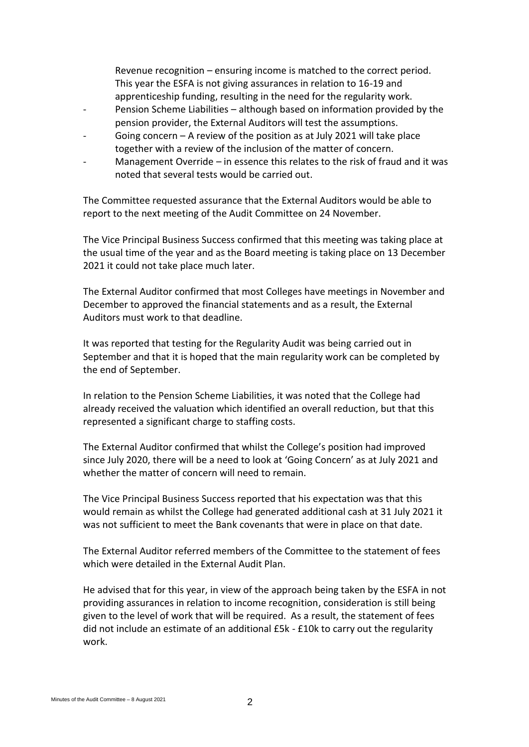Revenue recognition – ensuring income is matched to the correct period. This year the ESFA is not giving assurances in relation to 16-19 and apprenticeship funding, resulting in the need for the regularity work.

- Pension Scheme Liabilities – although based on information provided by the pension provider, the External Auditors will test the assumptions.
- Going concern – A review of the position as at July 2021 will take place together with a review of the inclusion of the matter of concern.
- Management Override – in essence this relates to the risk of fraud and it was noted that several tests would be carried out.

The Committee requested assurance that the External Auditors would be able to report to the next meeting of the Audit Committee on 24 November.

The Vice Principal Business Success confirmed that this meeting was taking place at the usual time of the year and as the Board meeting is taking place on 13 December 2021 it could not take place much later.

The External Auditor confirmed that most Colleges have meetings in November and December to approved the financial statements and as a result, the External Auditors must work to that deadline.

It was reported that testing for the Regularity Audit was being carried out in September and that it is hoped that the main regularity work can be completed by the end of September.

In relation to the Pension Scheme Liabilities, it was noted that the College had already received the valuation which identified an overall reduction, but that this represented a significant charge to staffing costs.

The External Auditor confirmed that whilst the College's position had improved since July 2020, there will be a need to look at 'Going Concern' as at July 2021 and whether the matter of concern will need to remain.

The Vice Principal Business Success reported that his expectation was that this would remain as whilst the College had generated additional cash at 31 July 2021 it was not sufficient to meet the Bank covenants that were in place on that date.

The External Auditor referred members of the Committee to the statement of fees which were detailed in the External Audit Plan.

He advised that for this year, in view of the approach being taken by the ESFA in not providing assurances in relation to income recognition, consideration is still being given to the level of work that will be required. As a result, the statement of fees did not include an estimate of an additional £5k - £10k to carry out the regularity work.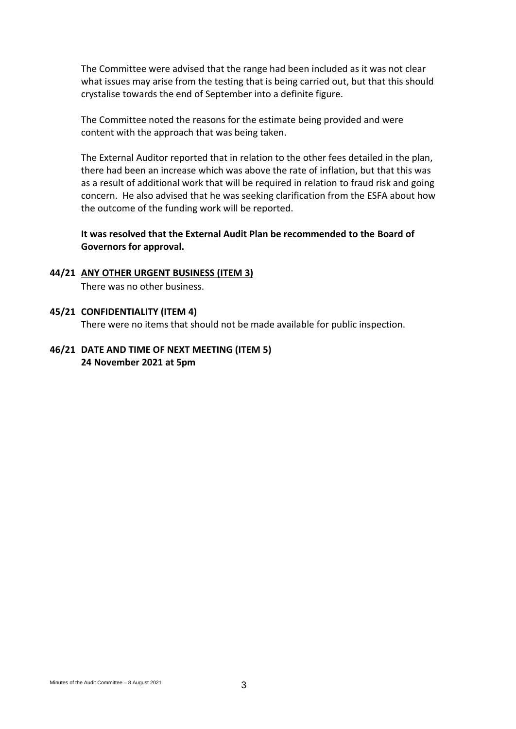The Committee were advised that the range had been included as it was not clear what issues may arise from the testing that is being carried out, but that this should crystalise towards the end of September into a definite figure.

The Committee noted the reasons for the estimate being provided and were content with the approach that was being taken.

The External Auditor reported that in relation to the other fees detailed in the plan, there had been an increase which was above the rate of inflation, but that this was as a result of additional work that will be required in relation to fraud risk and going concern. He also advised that he was seeking clarification from the ESFA about how the outcome of the funding work will be reported.

**It was resolved that the External Audit Plan be recommended to the Board of Governors for approval.**

**44/21 <u>ANY OTHER URGENT BUSINESS (ITEM 3)</u>**

There was no other business.

**45/21 CONFIDENTIALITY (ITEM 4)**

There were no items that should not be made available for public inspection.

**46/21 DATE AND TIME OF NEXT MEETING (ITEM 5)**

**24 November 2021 at 5pm**